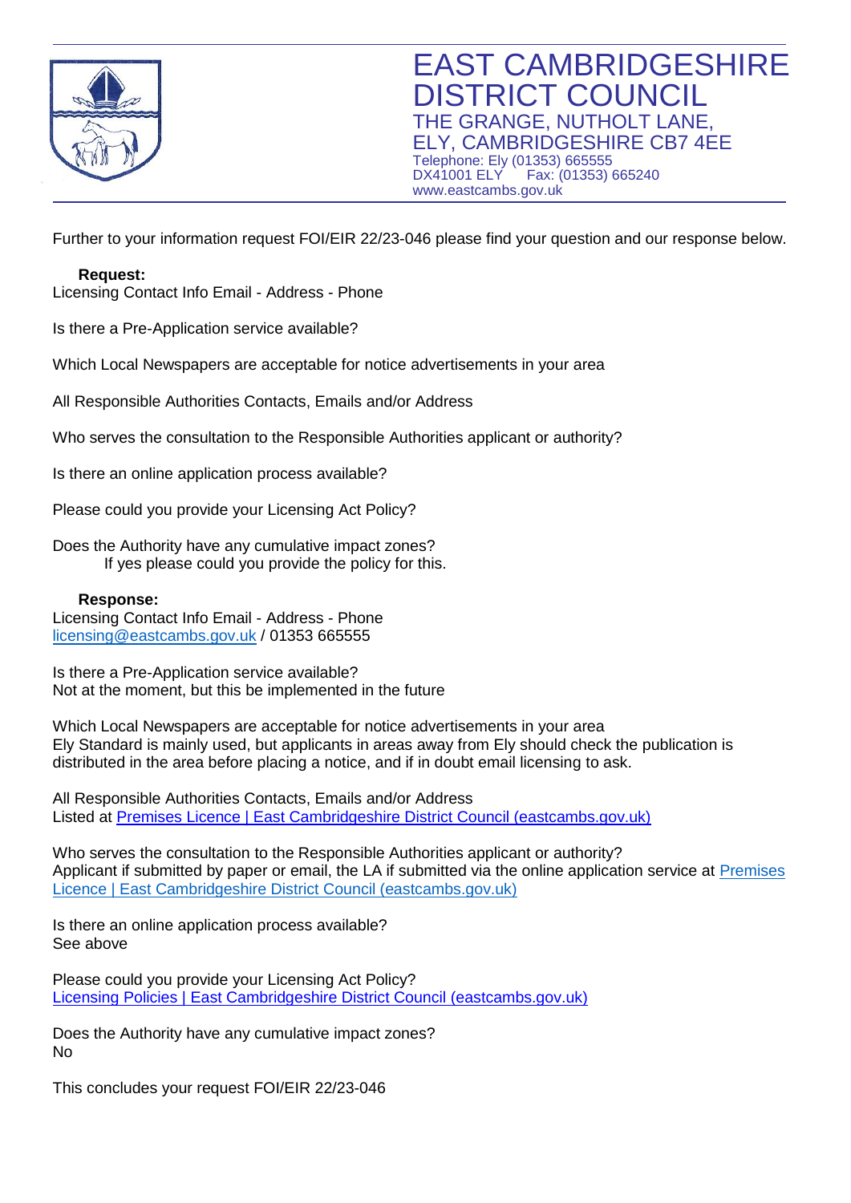# EAST CAMBRIDGESHIRE DISTRICT COUNCIL

THE GRANGE, NUTHOLT LANE,
ELY, CAMBRIDGESHIRE CB7 4EE
Telephone: Ely (01353) 665555
DX41001 ELY Fax: (01353) 665240
www.eastcambs.gov.uk

Further to your information request FOI/EIR 22/23-046 please find your question and our response below.

**Request:**
Licensing Contact Info Email - Address - Phone

Is there a Pre-Application service available?

Which Local Newspapers are acceptable for notice advertisements in your area

All Responsible Authorities Contacts, Emails and/or Address

Who serves the consultation to the Responsible Authorities applicant or authority?

Is there an online application process available?

Please could you provide your Licensing Act Policy?

Does the Authority have any cumulative impact zones?
If yes please could you provide the policy for this.

**Response:**
Licensing Contact Info Email - Address - Phone
licensing@eastcambs.gov.uk / 01353 665555

Is there a Pre-Application service available?
Not at the moment, but this be implemented in the future

Which Local Newspapers are acceptable for notice advertisements in your area
Ely Standard is mainly used, but applicants in areas away from Ely should check the publication is distributed in the area before placing a notice, and if in doubt email licensing to ask.

All Responsible Authorities Contacts, Emails and/or Address
Listed at Premises Licence | East Cambridgeshire District Council (eastcambs.gov.uk)

Who serves the consultation to the Responsible Authorities applicant or authority?
Applicant if submitted by paper or email, the LA if submitted via the online application service at Premises Licence | East Cambridgeshire District Council (eastcambs.gov.uk)

Is there an online application process available?
See above

Please could you provide your Licensing Act Policy?
Licensing Policies | East Cambridgeshire District Council (eastcambs.gov.uk)

Does the Authority have any cumulative impact zones?
No

This concludes your request FOI/EIR 22/23-046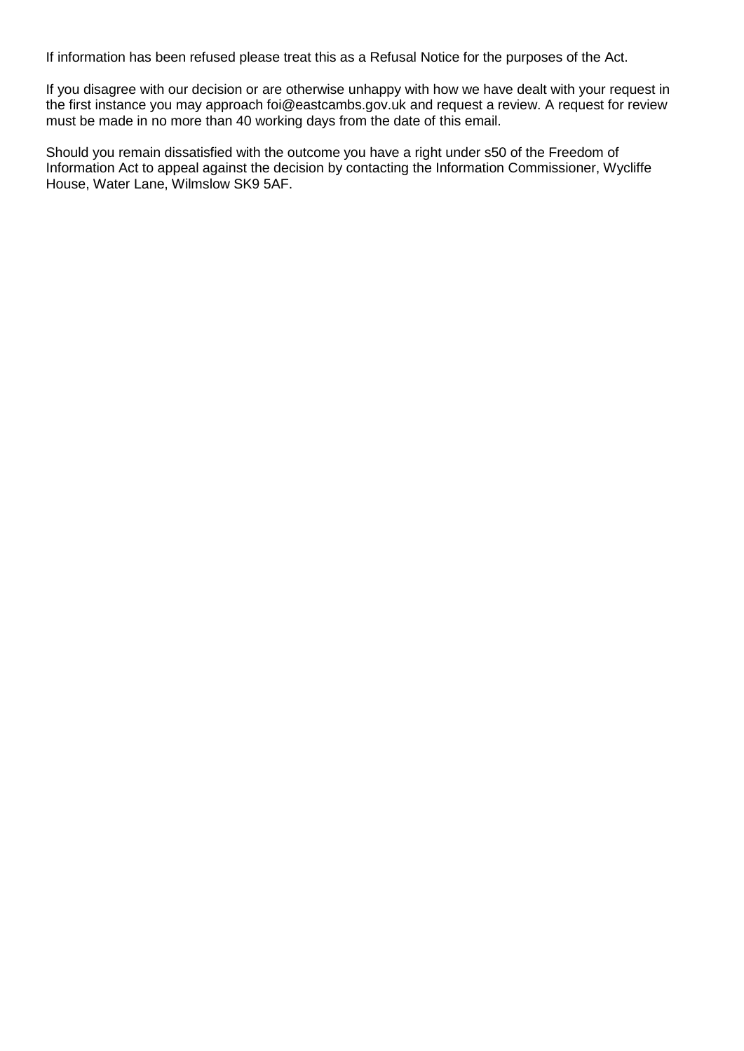If information has been refused please treat this as a Refusal Notice for the purposes of the Act.

If you disagree with our decision or are otherwise unhappy with how we have dealt with your request in the first instance you may approach foi@eastcambs.gov.uk and request a review. A request for review must be made in no more than 40 working days from the date of this email.

Should you remain dissatisfied with the outcome you have a right under s50 of the Freedom of Information Act to appeal against the decision by contacting the Information Commissioner, Wycliffe House, Water Lane, Wilmslow SK9 5AF.